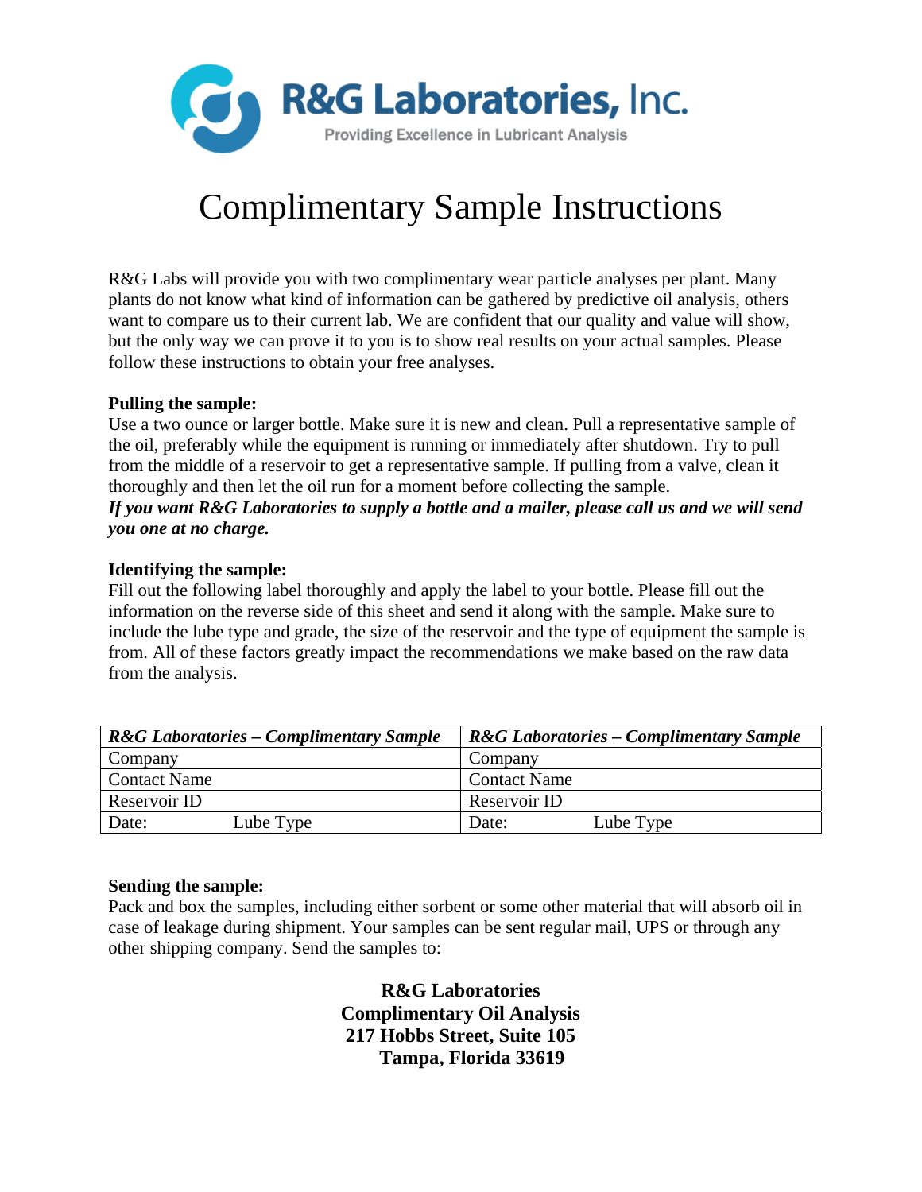**R&G Laboratories, Inc.**

Providing Excellence in Lubricant Analysis

# Complimentary Sample Instructions

R&G Labs will provide you with two complimentary wear particle analyses per plant. Many plants do not know what kind of information can be gathered by predictive oil analysis, others want to compare us to their current lab. We are confident that our quality and value will show, but the only way we can prove it to you is to show real results on your actual samples. Please follow these instructions to obtain your free analyses.

**Pulling the sample:**
Use a two ounce or larger bottle. Make sure it is new and clean. Pull a representative sample of the oil, preferably while the equipment is running or immediately after shutdown. Try to pull from the middle of a reservoir to get a representative sample. If pulling from a valve, clean it thoroughly and then let the oil run for a moment before collecting the sample.
***If you want R&G Laboratories to supply a bottle and a mailer, please call us and we will send you one at no charge.***

**Identifying the sample:**
Fill out the following label thoroughly and apply the label to your bottle. Please fill out the information on the reverse side of this sheet and send it along with the sample. Make sure to include the lube type and grade, the size of the reservoir and the type of equipment the sample is from. All of these factors greatly impact the recommendations we make based on the raw data from the analysis.

| ***R&G Laboratories – Complimentary Sample*** | ***R&G Laboratories – Complimentary Sample*** |
|---|---|
| Company | Company |
| Contact Name | Contact Name |
| Reservoir ID | Reservoir ID |
| Date: Lube Type | Date: Lube Type |

**Sending the sample:**
Pack and box the samples, including either sorbent or some other material that will absorb oil in case of leakage during shipment. Your samples can be sent regular mail, UPS or through any other shipping company. Send the samples to:

**R&G Laboratories**
**Complimentary Oil Analysis**
**217 Hobbs Street, Suite 105**
**Tampa, Florida 33619**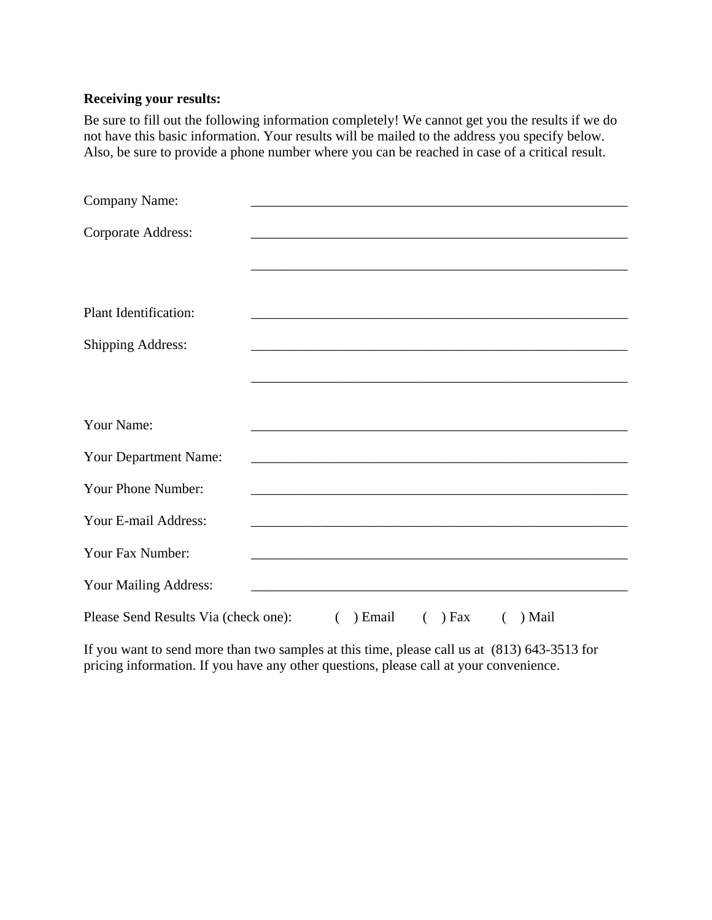**Receiving your results:**

Be sure to fill out the following information completely! We cannot get you the results if we do not have this basic information. Your results will be mailed to the address you specify below. Also, be sure to provide a phone number where you can be reached in case of a critical result.

Company Name: ________________________________________________________

Corporate Address: ________________________________________________________

________________________________________________________

Plant Identification: ________________________________________________________

Shipping Address: ________________________________________________________

________________________________________________________

Your Name: ________________________________________________________

Your Department Name: ________________________________________________________

Your Phone Number: ________________________________________________________

Your E-mail Address: ________________________________________________________

Your Fax Number: ________________________________________________________

Your Mailing Address: ________________________________________________________

Please Send Results Via (check one): ( ) Email ( ) Fax ( ) Mail

If you want to send more than two samples at this time, please call us at (813) 643-3513 for pricing information. If you have any other questions, please call at your convenience.